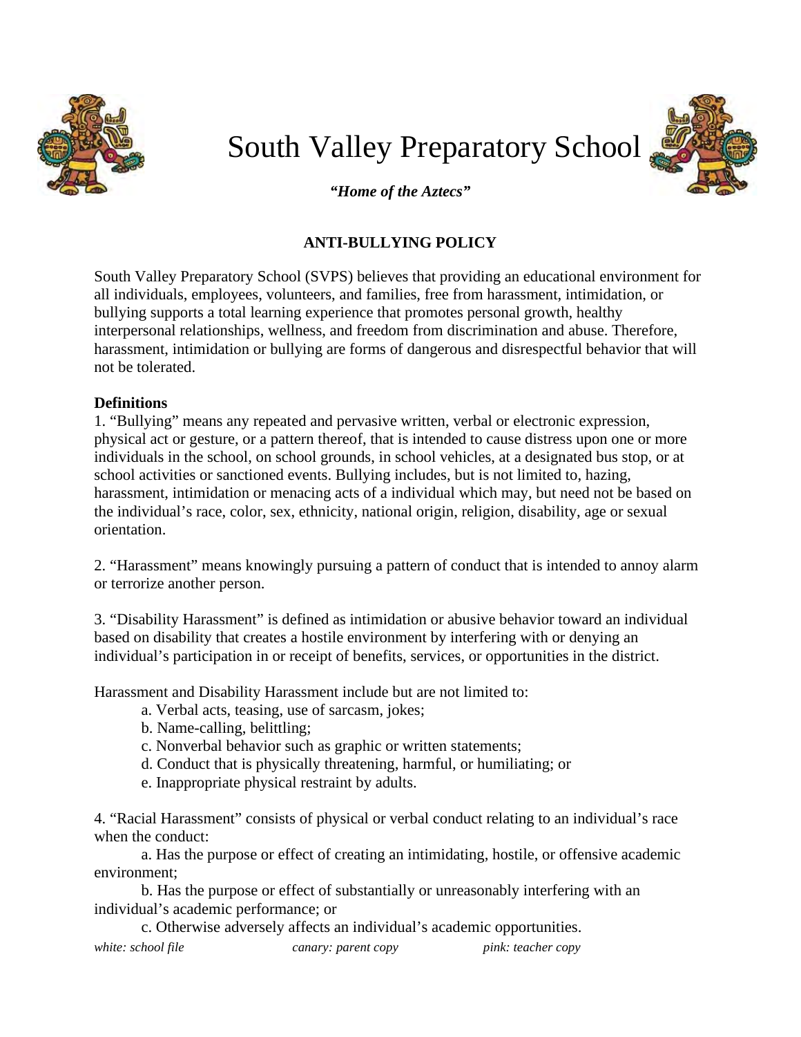# South Valley Preparatory School

***"Home of the Aztecs"***

## ANTI-BULLYING POLICY

South Valley Preparatory School (SVPS) believes that providing an educational environment for all individuals, employees, volunteers, and families, free from harassment, intimidation, or bullying supports a total learning experience that promotes personal growth, healthy interpersonal relationships, wellness, and freedom from discrimination and abuse. Therefore, harassment, intimidation or bullying are forms of dangerous and disrespectful behavior that will not be tolerated.

**Definitions**

1. "Bullying" means any repeated and pervasive written, verbal or electronic expression, physical act or gesture, or a pattern thereof, that is intended to cause distress upon one or more individuals in the school, on school grounds, in school vehicles, at a designated bus stop, or at school activities or sanctioned events. Bullying includes, but is not limited to, hazing, harassment, intimidation or menacing acts of a individual which may, but need not be based on the individual's race, color, sex, ethnicity, national origin, religion, disability, age or sexual orientation.

2. "Harassment" means knowingly pursuing a pattern of conduct that is intended to annoy alarm or terrorize another person.

3. "Disability Harassment" is defined as intimidation or abusive behavior toward an individual based on disability that creates a hostile environment by interfering with or denying an individual's participation in or receipt of benefits, services, or opportunities in the district.

Harassment and Disability Harassment include but are not limited to:

a. Verbal acts, teasing, use of sarcasm, jokes;
b. Name-calling, belittling;
c. Nonverbal behavior such as graphic or written statements;
d. Conduct that is physically threatening, harmful, or humiliating; or
e. Inappropriate physical restraint by adults.

4. "Racial Harassment" consists of physical or verbal conduct relating to an individual's race when the conduct:

a. Has the purpose or effect of creating an intimidating, hostile, or offensive academic environment;
b. Has the purpose or effect of substantially or unreasonably interfering with an individual's academic performance; or
c. Otherwise adversely affects an individual's academic opportunities.

*white: school file* *canary: parent copy* *pink: teacher copy*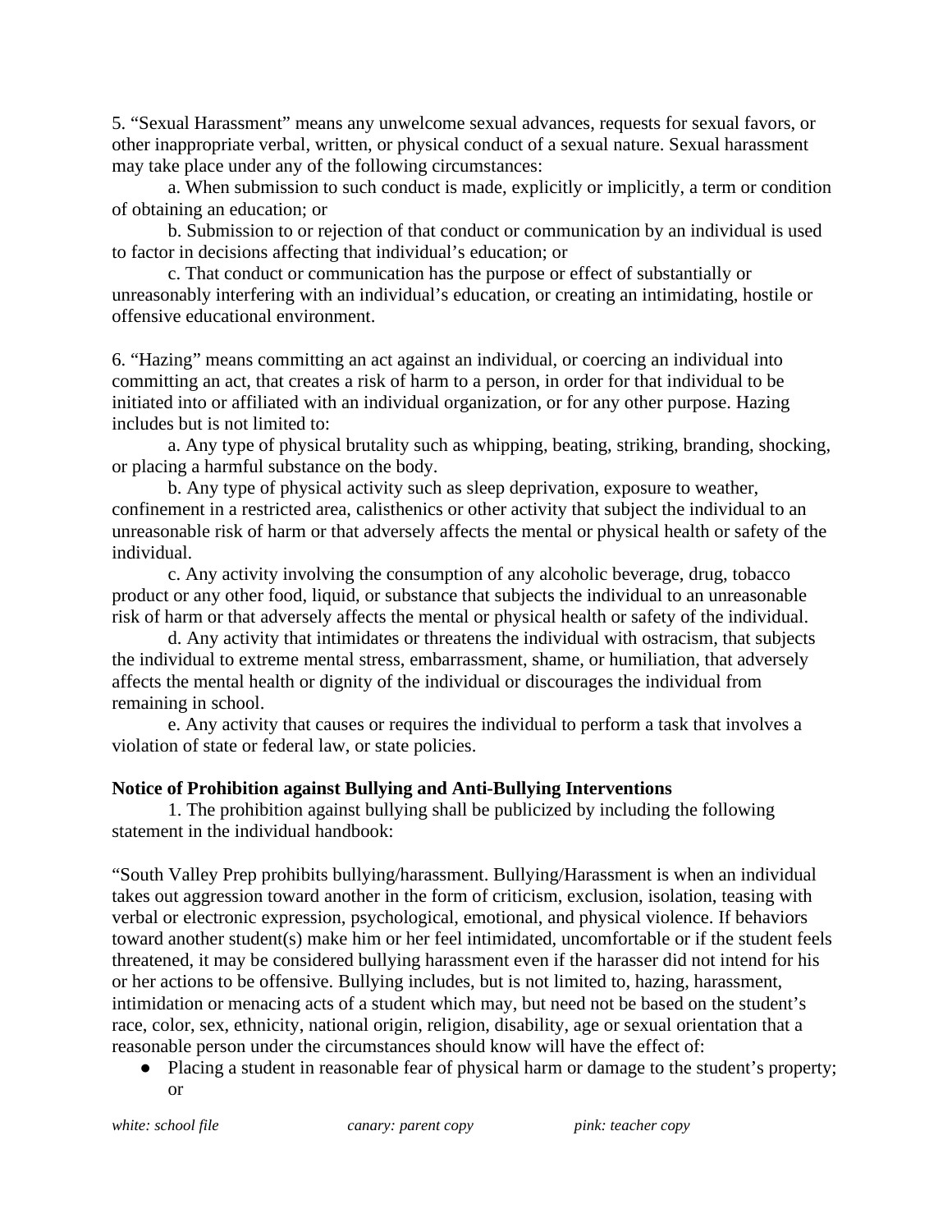5. "Sexual Harassment" means any unwelcome sexual advances, requests for sexual favors, or other inappropriate verbal, written, or physical conduct of a sexual nature. Sexual harassment may take place under any of the following circumstances:

a. When submission to such conduct is made, explicitly or implicitly, a term or condition of obtaining an education; or

b. Submission to or rejection of that conduct or communication by an individual is used to factor in decisions affecting that individual's education; or

c. That conduct or communication has the purpose or effect of substantially or unreasonably interfering with an individual's education, or creating an intimidating, hostile or offensive educational environment.

6. "Hazing" means committing an act against an individual, or coercing an individual into committing an act, that creates a risk of harm to a person, in order for that individual to be initiated into or affiliated with an individual organization, or for any other purpose. Hazing includes but is not limited to:

a. Any type of physical brutality such as whipping, beating, striking, branding, shocking, or placing a harmful substance on the body.

b. Any type of physical activity such as sleep deprivation, exposure to weather, confinement in a restricted area, calisthenics or other activity that subject the individual to an unreasonable risk of harm or that adversely affects the mental or physical health or safety of the individual.

c. Any activity involving the consumption of any alcoholic beverage, drug, tobacco product or any other food, liquid, or substance that subjects the individual to an unreasonable risk of harm or that adversely affects the mental or physical health or safety of the individual.

d. Any activity that intimidates or threatens the individual with ostracism, that subjects the individual to extreme mental stress, embarrassment, shame, or humiliation, that adversely affects the mental health or dignity of the individual or discourages the individual from remaining in school.

e. Any activity that causes or requires the individual to perform a task that involves a violation of state or federal law, or state policies.

**Notice of Prohibition against Bullying and Anti-Bullying Interventions**

1. The prohibition against bullying shall be publicized by including the following statement in the individual handbook:

"South Valley Prep prohibits bullying/harassment. Bullying/Harassment is when an individual takes out aggression toward another in the form of criticism, exclusion, isolation, teasing with verbal or electronic expression, psychological, emotional, and physical violence. If behaviors toward another student(s) make him or her feel intimidated, uncomfortable or if the student feels threatened, it may be considered bullying harassment even if the harasser did not intend for his or her actions to be offensive. Bullying includes, but is not limited to, hazing, harassment, intimidation or menacing acts of a student which may, but need not be based on the student's race, color, sex, ethnicity, national origin, religion, disability, age or sexual orientation that a reasonable person under the circumstances should know will have the effect of:

- Placing a student in reasonable fear of physical harm or damage to the student's property; or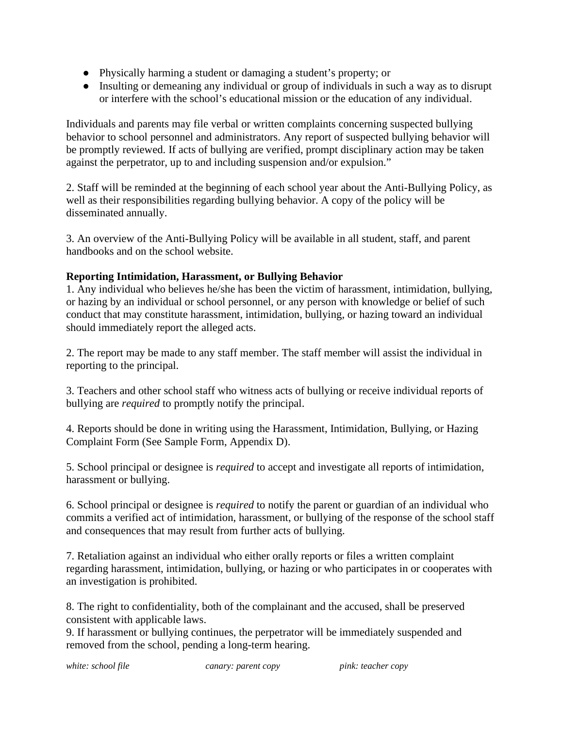- Physically harming a student or damaging a student's property; or
- Insulting or demeaning any individual or group of individuals in such a way as to disrupt or interfere with the school's educational mission or the education of any individual.

Individuals and parents may file verbal or written complaints concerning suspected bullying behavior to school personnel and administrators. Any report of suspected bullying behavior will be promptly reviewed. If acts of bullying are verified, prompt disciplinary action may be taken against the perpetrator, up to and including suspension and/or expulsion."

2. Staff will be reminded at the beginning of each school year about the Anti-Bullying Policy, as well as their responsibilities regarding bullying behavior. A copy of the policy will be disseminated annually.

3. An overview of the Anti-Bullying Policy will be available in all student, staff, and parent handbooks and on the school website.

**Reporting Intimidation, Harassment, or Bullying Behavior**

1. Any individual who believes he/she has been the victim of harassment, intimidation, bullying, or hazing by an individual or school personnel, or any person with knowledge or belief of such conduct that may constitute harassment, intimidation, bullying, or hazing toward an individual should immediately report the alleged acts.

2. The report may be made to any staff member. The staff member will assist the individual in reporting to the principal.

3. Teachers and other school staff who witness acts of bullying or receive individual reports of bullying are *required* to promptly notify the principal.

4. Reports should be done in writing using the Harassment, Intimidation, Bullying, or Hazing Complaint Form (See Sample Form, Appendix D).

5. School principal or designee is *required* to accept and investigate all reports of intimidation, harassment or bullying.

6. School principal or designee is *required* to notify the parent or guardian of an individual who commits a verified act of intimidation, harassment, or bullying of the response of the school staff and consequences that may result from further acts of bullying.

7. Retaliation against an individual who either orally reports or files a written complaint regarding harassment, intimidation, bullying, or hazing or who participates in or cooperates with an investigation is prohibited.

8. The right to confidentiality, both of the complainant and the accused, shall be preserved consistent with applicable laws.

9. If harassment or bullying continues, the perpetrator will be immediately suspended and removed from the school, pending a long-term hearing.

*white: school file* *canary: parent copy* *pink: teacher copy*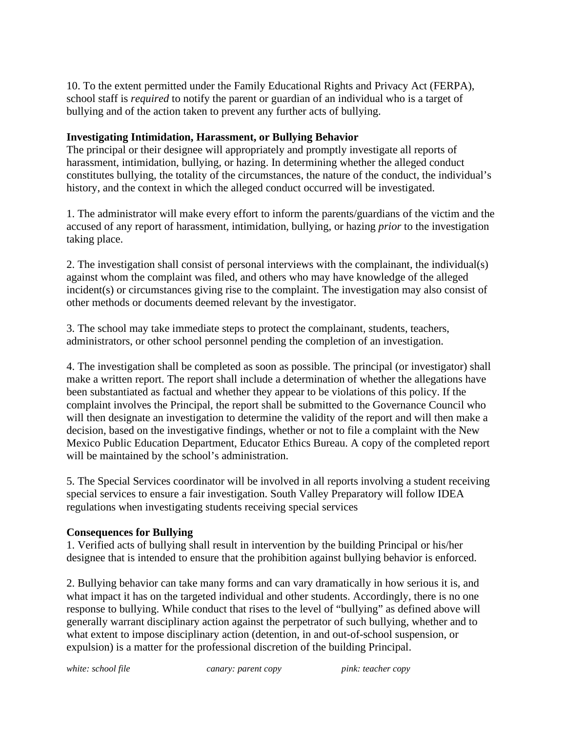10. To the extent permitted under the Family Educational Rights and Privacy Act (FERPA), school staff is *required* to notify the parent or guardian of an individual who is a target of bullying and of the action taken to prevent any further acts of bullying.

**Investigating Intimidation, Harassment, or Bullying Behavior**

The principal or their designee will appropriately and promptly investigate all reports of harassment, intimidation, bullying, or hazing. In determining whether the alleged conduct constitutes bullying, the totality of the circumstances, the nature of the conduct, the individual's history, and the context in which the alleged conduct occurred will be investigated.

1. The administrator will make every effort to inform the parents/guardians of the victim and the accused of any report of harassment, intimidation, bullying, or hazing *prior* to the investigation taking place.

2. The investigation shall consist of personal interviews with the complainant, the individual(s) against whom the complaint was filed, and others who may have knowledge of the alleged incident(s) or circumstances giving rise to the complaint. The investigation may also consist of other methods or documents deemed relevant by the investigator.

3. The school may take immediate steps to protect the complainant, students, teachers, administrators, or other school personnel pending the completion of an investigation.

4. The investigation shall be completed as soon as possible. The principal (or investigator) shall make a written report. The report shall include a determination of whether the allegations have been substantiated as factual and whether they appear to be violations of this policy. If the complaint involves the Principal, the report shall be submitted to the Governance Council who will then designate an investigation to determine the validity of the report and will then make a decision, based on the investigative findings, whether or not to file a complaint with the New Mexico Public Education Department, Educator Ethics Bureau. A copy of the completed report will be maintained by the school's administration.

5. The Special Services coordinator will be involved in all reports involving a student receiving special services to ensure a fair investigation. South Valley Preparatory will follow IDEA regulations when investigating students receiving special services

**Consequences for Bullying**

1. Verified acts of bullying shall result in intervention by the building Principal or his/her designee that is intended to ensure that the prohibition against bullying behavior is enforced.

2. Bullying behavior can take many forms and can vary dramatically in how serious it is, and what impact it has on the targeted individual and other students. Accordingly, there is no one response to bullying. While conduct that rises to the level of "bullying" as defined above will generally warrant disciplinary action against the perpetrator of such bullying, whether and to what extent to impose disciplinary action (detention, in and out-of-school suspension, or expulsion) is a matter for the professional discretion of the building Principal.

*white: school file* *canary: parent copy* *pink: teacher copy*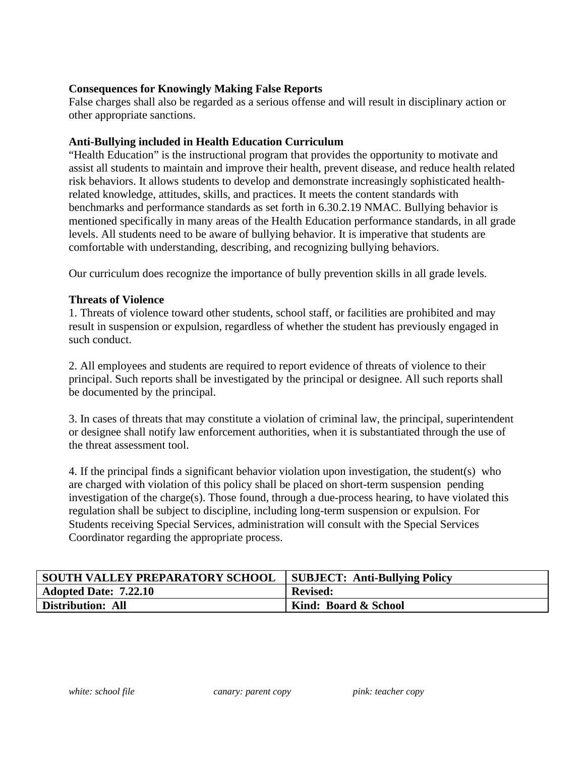**Consequences for Knowingly Making False Reports**
False charges shall also be regarded as a serious offense and will result in disciplinary action or other appropriate sanctions.

**Anti-Bullying included in Health Education Curriculum**
"Health Education" is the instructional program that provides the opportunity to motivate and assist all students to maintain and improve their health, prevent disease, and reduce health related risk behaviors. It allows students to develop and demonstrate increasingly sophisticated health-related knowledge, attitudes, skills, and practices. It meets the content standards with benchmarks and performance standards as set forth in 6.30.2.19 NMAC. Bullying behavior is mentioned specifically in many areas of the Health Education performance standards, in all grade levels. All students need to be aware of bullying behavior. It is imperative that students are comfortable with understanding, describing, and recognizing bullying behaviors.

Our curriculum does recognize the importance of bully prevention skills in all grade levels.

**Threats of Violence**
1. Threats of violence toward other students, school staff, or facilities are prohibited and may result in suspension or expulsion, regardless of whether the student has previously engaged in such conduct.

2. All employees and students are required to report evidence of threats of violence to their principal. Such reports shall be investigated by the principal or designee. All such reports shall be documented by the principal.

3. In cases of threats that may constitute a violation of criminal law, the principal, superintendent or designee shall notify law enforcement authorities, when it is substantiated through the use of the threat assessment tool.

4. If the principal finds a significant behavior violation upon investigation, the student(s) who are charged with violation of this policy shall be placed on short-term suspension pending investigation of the charge(s). Those found, through a due-process hearing, to have violated this regulation shall be subject to discipline, including long-term suspension or expulsion. For Students receiving Special Services, administration will consult with the Special Services Coordinator regarding the appropriate process.

| **SOUTH VALLEY PREPARATORY SCHOOL** | **SUBJECT: Anti-Bullying Policy** |
| --- | --- |
| **Adopted Date: 7.22.10** | **Revised:** |
| **Distribution: All** | **Kind: Board & School** |

*white: school file* *canary: parent copy* *pink: teacher copy*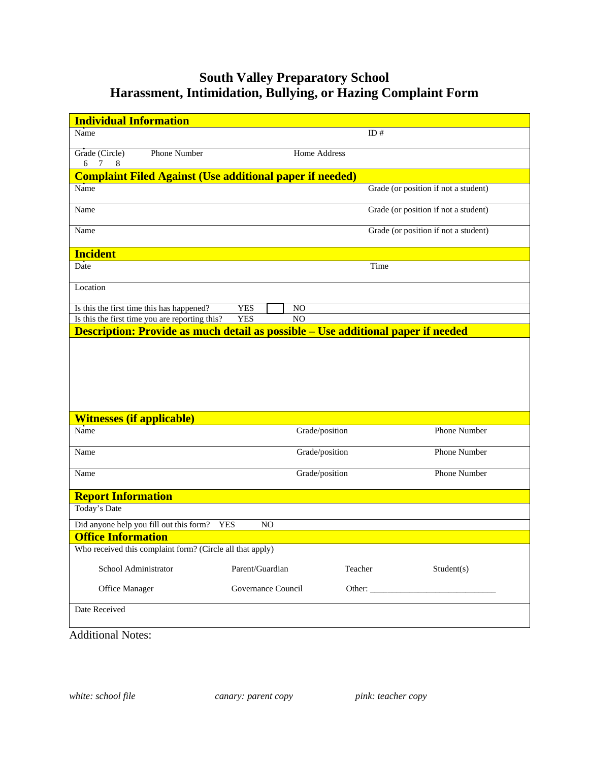# South Valley Preparatory School
# Harassment, Intimidation, Bullying, or Hazing Complaint Form

## Individual Information

| | | |
|---|---|---|
| Name | | ID # |
| Grade (Circle) 6 7 8 | Phone Number | Home Address |

## Complaint Filed Against (Use additional paper if needed)

| | |
|---|---|
| Name | Grade (or position if not a student) |
| Name | Grade (or position if not a student) |
| Name | Grade (or position if not a student) |

## Incident

| | |
|---|---|
| Date | Time |
| Location | |

| | | |
|---|---|---|
| Is this the first time this has happened? | YES | NO |
| Is this the first time you are reporting this? | YES | NO |

## Description: Provide as much detail as possible – Use additional paper if needed

## Witnesses (if applicable)

| | | |
|---|---|---|
| Name | Grade/position | Phone Number |
| Name | Grade/position | Phone Number |
| Name | Grade/position | Phone Number |

## Report Information

Today's Date

Did anyone help you fill out this form? YES NO

## Office Information

Who received this complaint form? (Circle all that apply)

| | | | |
|---|---|---|---|
| School Administrator | Parent/Guardian | Teacher | Student(s) |
| Office Manager | Governance Council | Other: ____________________________ | |

Date Received

Additional Notes:

*white: school file* *canary: parent copy* *pink: teacher copy*